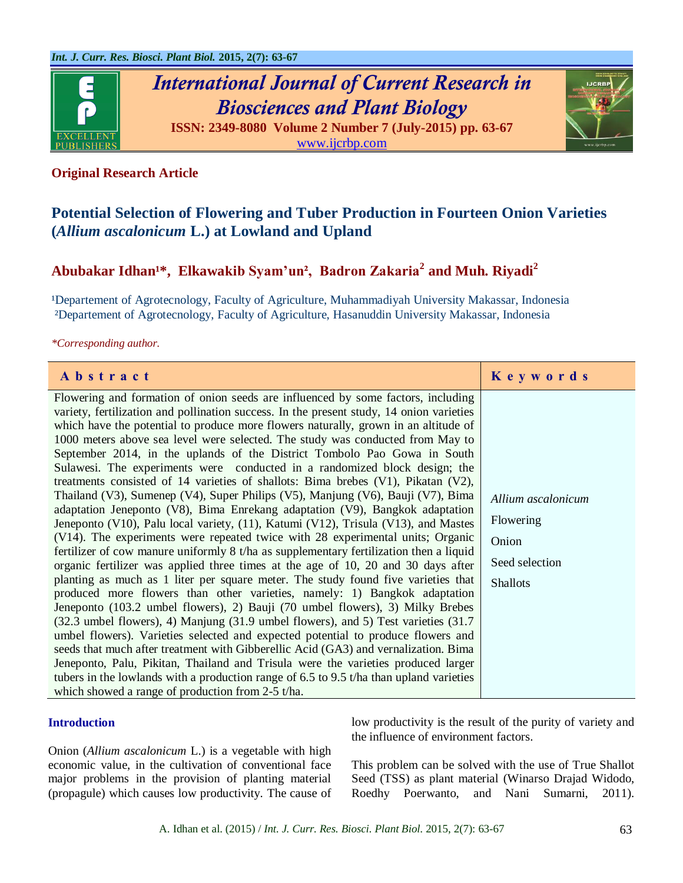## Original Research Article

# Potential Selection of Flowering and Tuber Production in Fourteen Onion Varieties (*Allium ascalonicum* L.) at Lowland and Upland

**Abubakar Idhan[1]*, Elkawakib Syam'un[2], Badron Zakaria[2] and Muh. Riyadi[2]**

[1]Departement of Agrotecnology, Faculty of Agriculture, Muhammadiyah University Makassar, Indonesia
[2]Departement of Agrotecnology, Faculty of Agriculture, Hasanuddin University Makassar, Indonesia

*\*Corresponding author.*

| Abstract | Keywords |
|---|---|
| Flowering and formation of onion seeds are influenced by some factors, including variety, fertilization and pollination success. In the present study, 14 onion varieties which have the potential to produce more flowers naturally, grown in an altitude of 1000 meters above sea level were selected. The study was conducted from May to September 2014, in the uplands of the District Tombolo Pao Gowa in South Sulawesi. The experiments were conducted in a randomized block design; the treatments consisted of 14 varieties of shallots: Bima brebes (V1), Pikatan (V2), Thailand (V3), Sumenep (V4), Super Philips (V5), Manjung (V6), Bauji (V7), Bima adaptation Jeneponto (V8), Bima Enrekang adaptation (V9), Bangkok adaptation Jeneponto (V10), Palu local variety, (11), Katumi (V12), Trisula (V13), and Mastes (V14). The experiments were repeated twice with 28 experimental units; Organic fertilizer of cow manure uniformly 8 t/ha as supplementary fertilization then a liquid organic fertilizer was applied three times at the age of 10, 20 and 30 days after planting as much as 1 liter per square meter. The study found five varieties that produced more flowers than other varieties, namely: 1) Bangkok adaptation Jeneponto (103.2 umbel flowers), 2) Bauji (70 umbel flowers), 3) Milky Brebes (32.3 umbel flowers), 4) Manjung (31.9 umbel flowers), and 5) Test varieties (31.7 umbel flowers). Varieties selected and expected potential to produce flowers and seeds that much after treatment with Gibberellic Acid (GA3) and vernalization. Bima Jeneponto, Palu, Pikitan, Thailand and Trisula were the varieties produced larger tubers in the lowlands with a production range of 6.5 to 9.5 t/ha than upland varieties which showed a range of production from 2-5 t/ha. | *Allium ascalonicum*<br>Flowering<br>Onion<br>Seed selection<br>Shallots |

## Introduction

Onion (*Allium ascalonicum* L.) is a vegetable with high economic value, in the cultivation of conventional face major problems in the provision of planting material (propagule) which causes low productivity. The cause of low productivity is the result of the purity of variety and the influence of environment factors.

This problem can be solved with the use of True Shallot Seed (TSS) as plant material (Winarso Drajad Widodo, Roedhy Poerwanto, and Nani Sumarni, 2011).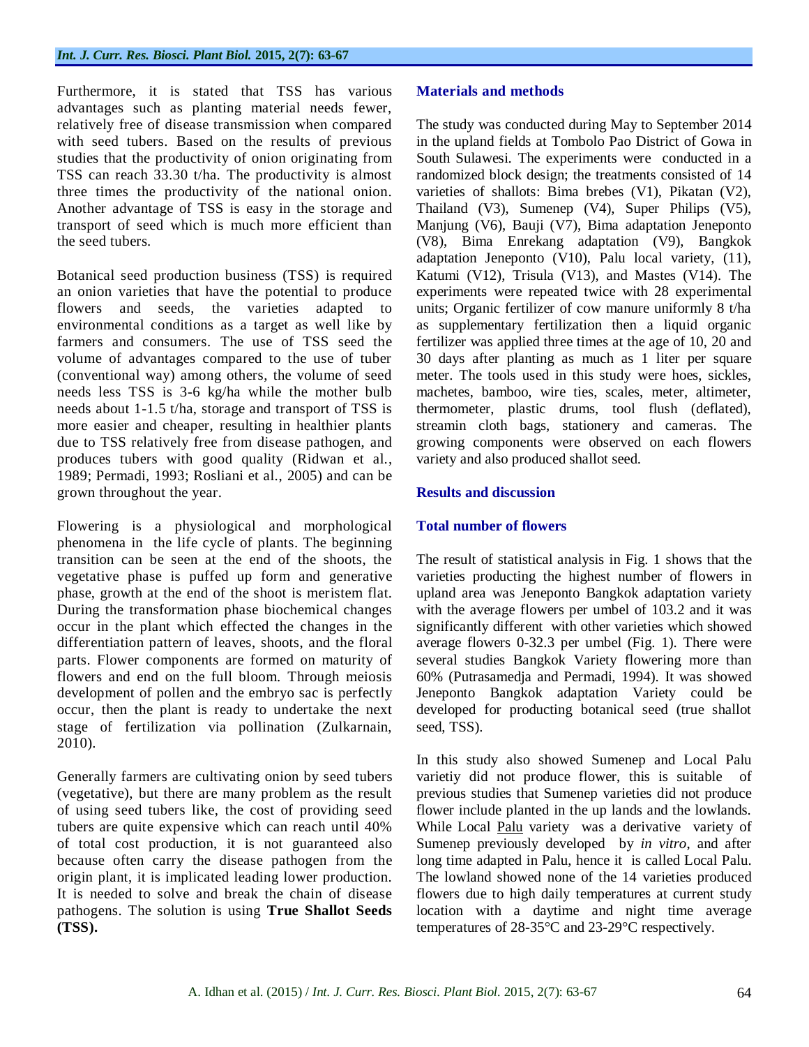Furthermore, it is stated that TSS has various advantages such as planting material needs fewer, relatively free of disease transmission when compared with seed tubers. Based on the results of previous studies that the productivity of onion originating from TSS can reach 33.30 t/ha. The productivity is almost three times the productivity of the national onion. Another advantage of TSS is easy in the storage and transport of seed which is much more efficient than the seed tubers.

Botanical seed production business (TSS) is required an onion varieties that have the potential to produce flowers and seeds, the varieties adapted to environmental conditions as a target as well like by farmers and consumers. The use of TSS seed the volume of advantages compared to the use of tuber (conventional way) among others, the volume of seed needs less TSS is 3-6 kg/ha while the mother bulb needs about 1-1.5 t/ha, storage and transport of TSS is more easier and cheaper, resulting in healthier plants due to TSS relatively free from disease pathogen, and produces tubers with good quality (Ridwan et al., 1989; Permadi, 1993; Rosliani et al., 2005) and can be grown throughout the year.

Flowering is a physiological and morphological phenomena in the life cycle of plants. The beginning transition can be seen at the end of the shoots, the vegetative phase is puffed up form and generative phase, growth at the end of the shoot is meristem flat. During the transformation phase biochemical changes occur in the plant which effected the changes in the differentiation pattern of leaves, shoots, and the floral parts. Flower components are formed on maturity of flowers and end on the full bloom. Through meiosis development of pollen and the embryo sac is perfectly occur, then the plant is ready to undertake the next stage of fertilization via pollination (Zulkarnain, 2010).

Generally farmers are cultivating onion by seed tubers (vegetative), but there are many problem as the result of using seed tubers like, the cost of providing seed tubers are quite expensive which can reach until 40% of total cost production, it is not guaranteed also because often carry the disease pathogen from the origin plant, it is implicated leading lower production. It is needed to solve and break the chain of disease pathogens. The solution is using **True Shallot Seeds (TSS).**

## Materials and methods

The study was conducted during May to September 2014 in the upland fields at Tombolo Pao District of Gowa in South Sulawesi. The experiments were conducted in a randomized block design; the treatments consisted of 14 varieties of shallots: Bima brebes (V1), Pikatan (V2), Thailand (V3), Sumenep (V4), Super Philips (V5), Manjung (V6), Bauji (V7), Bima adaptation Jeneponto (V8), Bima Enrekang adaptation (V9), Bangkok adaptation Jeneponto (V10), Palu local variety, (11), Katumi (V12), Trisula (V13), and Mastes (V14). The experiments were repeated twice with 28 experimental units; Organic fertilizer of cow manure uniformly 8 t/ha as supplementary fertilization then a liquid organic fertilizer was applied three times at the age of 10, 20 and 30 days after planting as much as 1 liter per square meter. The tools used in this study were hoes, sickles, machetes, bamboo, wire ties, scales, meter, altimeter, thermometer, plastic drums, tool flush (deflated), streamin cloth bags, stationery and cameras. The growing components were observed on each flowers variety and also produced shallot seed.

## Results and discussion

### Total number of flowers

The result of statistical analysis in Fig. 1 shows that the varieties producting the highest number of flowers in upland area was Jeneponto Bangkok adaptation variety with the average flowers per umbel of 103.2 and it was significantly different with other varieties which showed average flowers 0-32.3 per umbel (Fig. 1). There were several studies Bangkok Variety flowering more than 60% (Putrasamedja and Permadi, 1994). It was showed Jeneponto Bangkok adaptation Variety could be developed for producting botanical seed (true shallot seed, TSS).

In this study also showed Sumenep and Local Palu varietiy did not produce flower, this is suitable of previous studies that Sumenep varieties did not produce flower include planted in the up lands and the lowlands. While Local Palu variety was a derivative variety of Sumenep previously developed by *in vitro*, and after long time adapted in Palu, hence it is called Local Palu. The lowland showed none of the 14 varieties produced flowers due to high daily temperatures at current study location with a daytime and night time average temperatures of 28-35°C and 23-29°C respectively.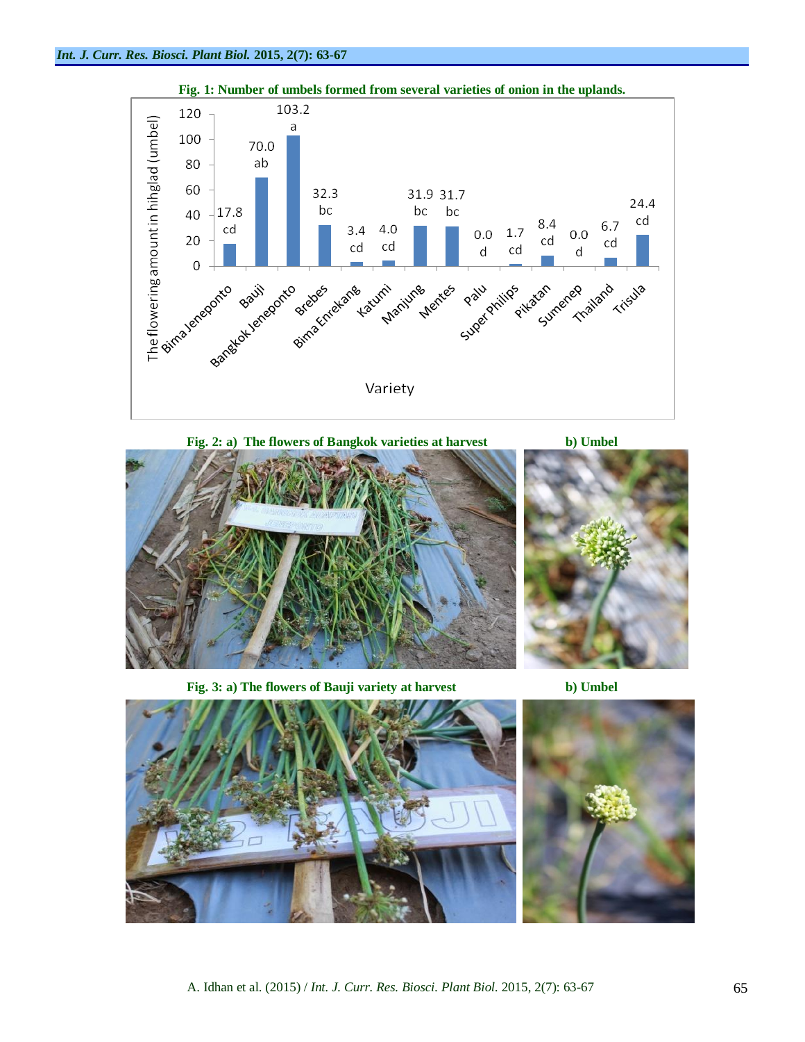**Fig. 1: Number of umbels formed from several varieties of onion in the uplands.**

| Variety | The flowering amount in hihglad (umbel) | |
|---|---|---|
| Bima Jeneponto | 17.8 | cd |
| Bauji | 70.0 | ab |
| Bangkok Jeneponto | 103.2 | a |
| Brebes | 32.3 | bc |
| Bima Enrekang | 3.4 | cd |
| Katumi | 4.0 | cd |
| Manjung | 31.9 | bc |
| Mentes | 31.7 | bc |
| Palu | 0.0 | d |
| Super Philips | 1.7 | cd |
| Pikatan | 8.4 | cd |
| Sumenep | 0.0 | d |
| Thailand | 6.7 | cd |
| Trisula | 24.4 | cd |

**Fig. 2: a) The flowers of Bangkok varieties at harvest** **b) Umbel**

**Fig. 3: a) The flowers of Bauji variety at harvest** **b) Umbel**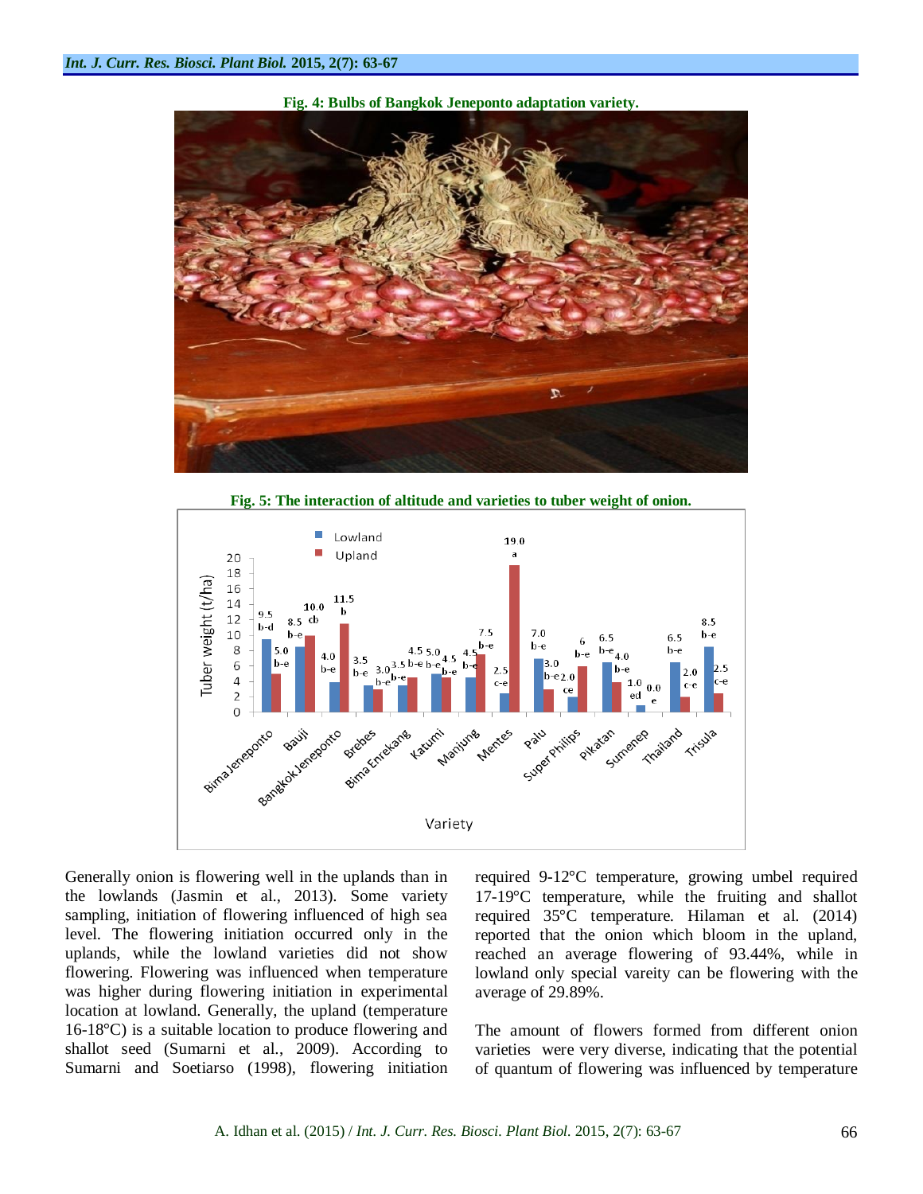**Fig. 4: Bulbs of Bangkok Jeneponto adaptation variety.**

**Fig. 5: The interaction of altitude and varieties to tuber weight of onion.**

Generally onion is flowering well in the uplands than in the lowlands (Jasmin et al., 2013). Some variety sampling, initiation of flowering influenced of high sea level. The flowering initiation occurred only in the uplands, while the lowland varieties did not show flowering. Flowering was influenced when temperature was higher during flowering initiation in experimental location at lowland. Generally, the upland (temperature 16-18°C) is a suitable location to produce flowering and shallot seed (Sumarni et al., 2009). According to Sumarni and Soetiarso (1998), flowering initiation required 9-12°C temperature, growing umbel required 17-19°C temperature, while the fruiting and shallot required 35°C temperature. Hilaman et al. (2014) reported that the onion which bloom in the upland, reached an average flowering of 93.44%, while in lowland only special vareity can be flowering with the average of 29.89%.

The amount of flowers formed from different onion varieties were very diverse, indicating that the potential of quantum of flowering was influenced by temperature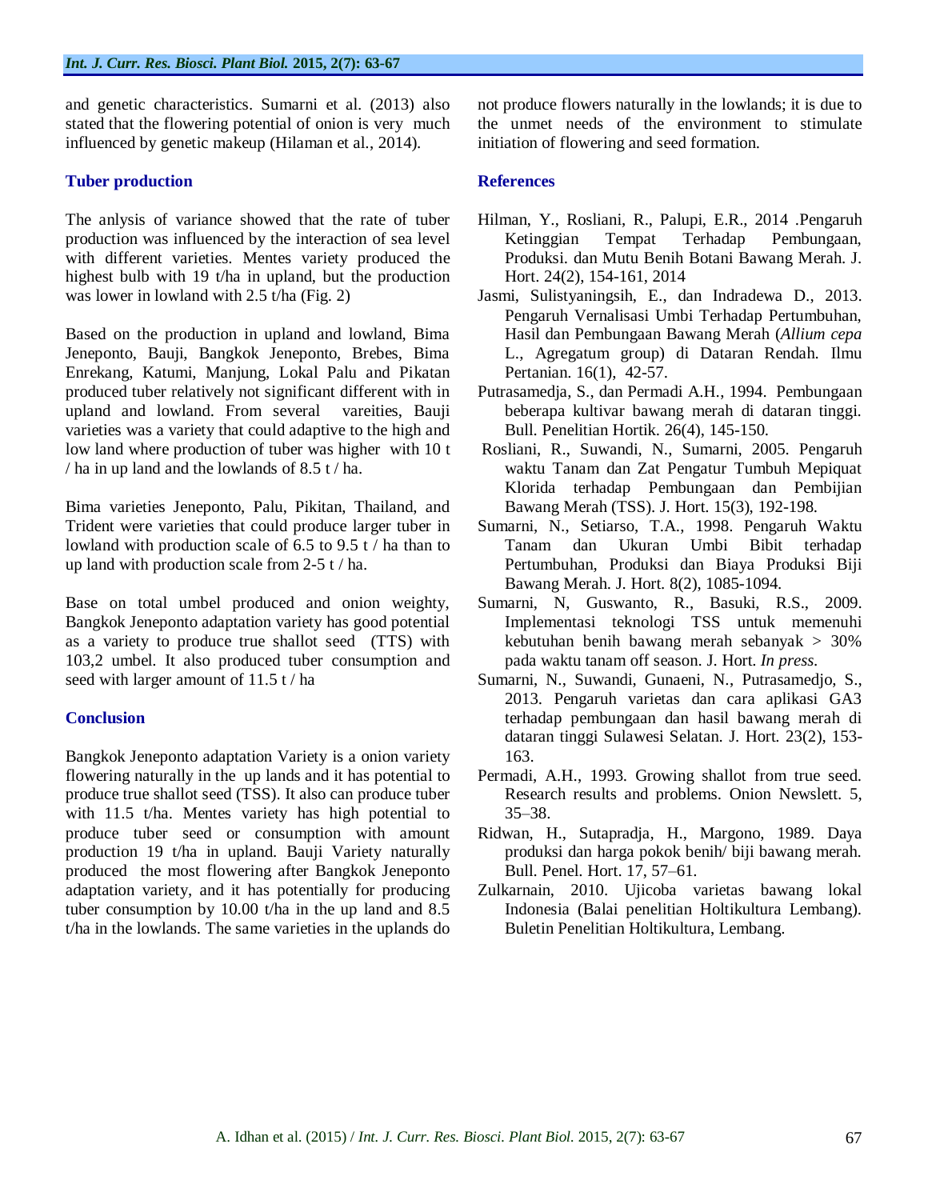and genetic characteristics. Sumarni et al. (2013) also stated that the flowering potential of onion is very much influenced by genetic makeup (Hilaman et al., 2014).

## Tuber production

The anlysis of variance showed that the rate of tuber production was influenced by the interaction of sea level with different varieties. Mentes variety produced the highest bulb with 19 t/ha in upland, but the production was lower in lowland with 2.5 t/ha (Fig. 2)

Based on the production in upland and lowland, Bima Jeneponto, Bauji, Bangkok Jeneponto, Brebes, Bima Enrekang, Katumi, Manjung, Lokal Palu and Pikatan produced tuber relatively not significant different with in upland and lowland. From several vareities, Bauji varieties was a variety that could adaptive to the high and low land where production of tuber was higher with 10 t / ha in up land and the lowlands of 8.5 t / ha.

Bima varieties Jeneponto, Palu, Pikitan, Thailand, and Trident were varieties that could produce larger tuber in lowland with production scale of 6.5 to 9.5 t / ha than to up land with production scale from 2-5 t / ha.

Base on total umbel produced and onion weighty, Bangkok Jeneponto adaptation variety has good potential as a variety to produce true shallot seed (TTS) with 103,2 umbel. It also produced tuber consumption and seed with larger amount of 11.5 t / ha

## Conclusion

Bangkok Jeneponto adaptation Variety is a onion variety flowering naturally in the up lands and it has potential to produce true shallot seed (TSS). It also can produce tuber with 11.5 t/ha. Mentes variety has high potential to produce tuber seed or consumption with amount production 19 t/ha in upland. Bauji Variety naturally produced the most flowering after Bangkok Jeneponto adaptation variety, and it has potentially for producing tuber consumption by 10.00 t/ha in the up land and 8.5 t/ha in the lowlands. The same varieties in the uplands do not produce flowers naturally in the lowlands; it is due to the unmet needs of the environment to stimulate initiation of flowering and seed formation.

## References

Hilman, Y., Rosliani, R., Palupi, E.R., 2014 .Pengaruh Ketinggian Tempat Terhadap Pembungaan, Produksi. dan Mutu Benih Botani Bawang Merah. J. Hort. 24(2), 154-161, 2014

Jasmi, Sulistyaningsih, E., dan Indradewa D., 2013. Pengaruh Vernalisasi Umbi Terhadap Pertumbuhan, Hasil dan Pembungaan Bawang Merah (*Allium cepa* L., Agregatum group) di Dataran Rendah. Ilmu Pertanian. 16(1), 42-57.

Putrasamedja, S., dan Permadi A.H., 1994. Pembungaan beberapa kultivar bawang merah di dataran tinggi. Bull. Penelitian Hortik. 26(4), 145-150.

Rosliani, R., Suwandi, N., Sumarni, 2005. Pengaruh waktu Tanam dan Zat Pengatur Tumbuh Mepiquat Klorida terhadap Pembungaan dan Pembijian Bawang Merah (TSS). J. Hort. 15(3), 192-198.

Sumarni, N., Setiarso, T.A., 1998. Pengaruh Waktu Tanam dan Ukuran Umbi Bibit terhadap Pertumbuhan, Produksi dan Biaya Produksi Biji Bawang Merah. J. Hort. 8(2), 1085-1094.

Sumarni, N, Guswanto, R., Basuki, R.S., 2009. Implementasi teknologi TSS untuk memenuhi kebutuhan benih bawang merah sebanyak > 30% pada waktu tanam off season. J. Hort. *In press.*

Sumarni, N., Suwandi, Gunaeni, N., Putrasamedjo, S., 2013. Pengaruh varietas dan cara aplikasi GA3 terhadap pembungaan dan hasil bawang merah di dataran tinggi Sulawesi Selatan. J. Hort. 23(2), 153-163.

Permadi, A.H., 1993. Growing shallot from true seed. Research results and problems. Onion Newslett. 5, 35–38.

Ridwan, H., Sutapradja, H., Margono, 1989. Daya produksi dan harga pokok benih/ biji bawang merah. Bull. Penel. Hort. 17, 57–61.

Zulkarnain, 2010. Ujicoba varietas bawang lokal Indonesia (Balai penelitian Holtikultura Lembang). Buletin Penelitian Holtikultura, Lembang.